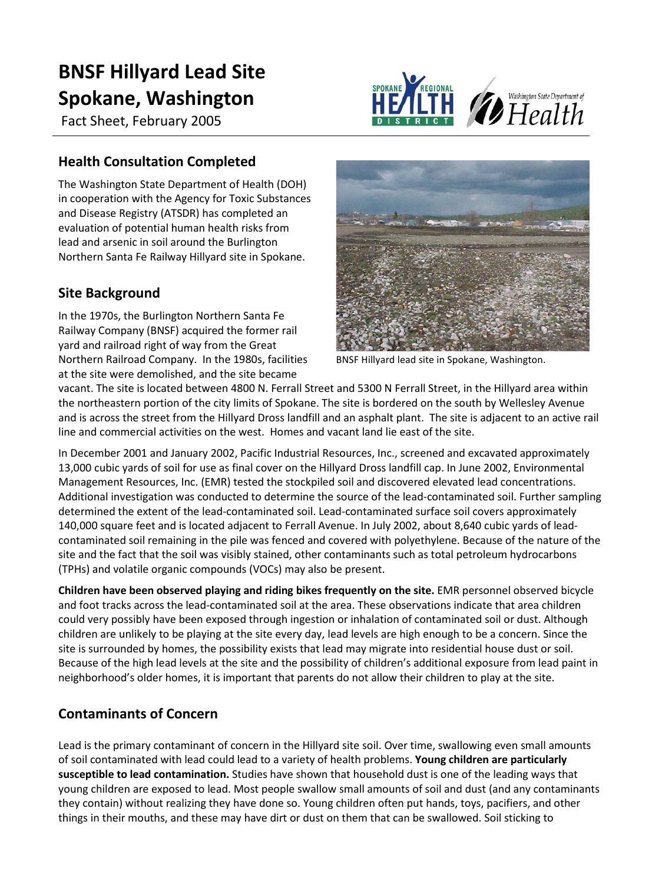# BNSF Hillyard Lead Site Spokane, Washington

Fact Sheet, February 2005

## Health Consultation Completed

The Washington State Department of Health (DOH) in cooperation with the Agency for Toxic Substances and Disease Registry (ATSDR) has completed an evaluation of potential human health risks from lead and arsenic in soil around the Burlington Northern Santa Fe Railway Hillyard site in Spokane.

## Site Background

In the 1970s, the Burlington Northern Santa Fe Railway Company (BNSF) acquired the former rail yard and railroad right of way from the Great Northern Railroad Company. In the 1980s, facilities at the site were demolished, and the site became vacant. The site is located between 4800 N. Ferrall Street and 5300 N Ferrall Street, in the Hillyard area within the northeastern portion of the city limits of Spokane. The site is bordered on the south by Wellesley Avenue and is across the street from the Hillyard Dross landfill and an asphalt plant. The site is adjacent to an active rail line and commercial activities on the west. Homes and vacant land lie east of the site.

BNSF Hillyard lead site in Spokane, Washington.

In December 2001 and January 2002, Pacific Industrial Resources, Inc., screened and excavated approximately 13,000 cubic yards of soil for use as final cover on the Hillyard Dross landfill cap. In June 2002, Environmental Management Resources, Inc. (EMR) tested the stockpiled soil and discovered elevated lead concentrations. Additional investigation was conducted to determine the source of the lead-contaminated soil. Further sampling determined the extent of the lead-contaminated soil. Lead-contaminated surface soil covers approximately 140,000 square feet and is located adjacent to Ferrall Avenue. In July 2002, about 8,640 cubic yards of lead-contaminated soil remaining in the pile was fenced and covered with polyethylene. Because of the nature of the site and the fact that the soil was visibly stained, other contaminants such as total petroleum hydrocarbons (TPHs) and volatile organic compounds (VOCs) may also be present.

**Children have been observed playing and riding bikes frequently on the site.** EMR personnel observed bicycle and foot tracks across the lead-contaminated soil at the area. These observations indicate that area children could very possibly have been exposed through ingestion or inhalation of contaminated soil or dust. Although children are unlikely to be playing at the site every day, lead levels are high enough to be a concern. Since the site is surrounded by homes, the possibility exists that lead may migrate into residential house dust or soil. Because of the high lead levels at the site and the possibility of children's additional exposure from lead paint in neighborhood's older homes, it is important that parents do not allow their children to play at the site.

## Contaminants of Concern

Lead is the primary contaminant of concern in the Hillyard site soil. Over time, swallowing even small amounts of soil contaminated with lead could lead to a variety of health problems. **Young children are particularly susceptible to lead contamination.** Studies have shown that household dust is one of the leading ways that young children are exposed to lead. Most people swallow small amounts of soil and dust (and any contaminants they contain) without realizing they have done so. Young children often put hands, toys, pacifiers, and other things in their mouths, and these may have dirt or dust on them that can be swallowed. Soil sticking to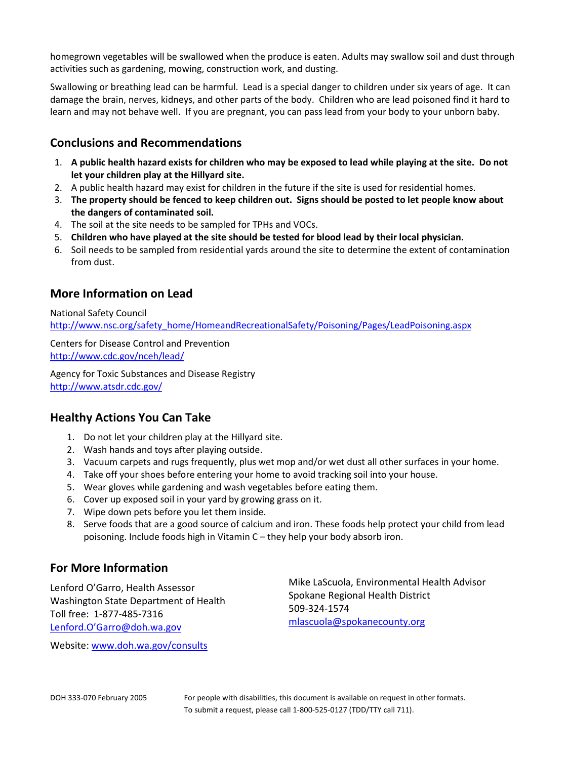homegrown vegetables will be swallowed when the produce is eaten. Adults may swallow soil and dust through activities such as gardening, mowing, construction work, and dusting.

Swallowing or breathing lead can be harmful. Lead is a special danger to children under six years of age. It can damage the brain, nerves, kidneys, and other parts of the body. Children who are lead poisoned find it hard to learn and may not behave well. If you are pregnant, you can pass lead from your body to your unborn baby.

## Conclusions and Recommendations

1. **A public health hazard exists for children who may be exposed to lead while playing at the site. Do not let your children play at the Hillyard site.**
2. A public health hazard may exist for children in the future if the site is used for residential homes.
3. **The property should be fenced to keep children out. Signs should be posted to let people know about the dangers of contaminated soil.**
4. The soil at the site needs to be sampled for TPHs and VOCs.
5. **Children who have played at the site should be tested for blood lead by their local physician.**
6. Soil needs to be sampled from residential yards around the site to determine the extent of contamination from dust.

## More Information on Lead

National Safety Council
http://www.nsc.org/safety_home/HomeandRecreationalSafety/Poisoning/Pages/LeadPoisoning.aspx

Centers for Disease Control and Prevention
http://www.cdc.gov/nceh/lead/

Agency for Toxic Substances and Disease Registry
http://www.atsdr.cdc.gov/

## Healthy Actions You Can Take

1. Do not let your children play at the Hillyard site.
2. Wash hands and toys after playing outside.
3. Vacuum carpets and rugs frequently, plus wet mop and/or wet dust all other surfaces in your home.
4. Take off your shoes before entering your home to avoid tracking soil into your house.
5. Wear gloves while gardening and wash vegetables before eating them.
6. Cover up exposed soil in your yard by growing grass on it.
7. Wipe down pets before you let them inside.
8. Serve foods that are a good source of calcium and iron. These foods help protect your child from lead poisoning. Include foods high in Vitamin C – they help your body absorb iron.

## For More Information

Lenford O'Garro, Health Assessor
Washington State Department of Health
Toll free: 1-877-485-7316
Lenford.O'Garro@doh.wa.gov

Website: www.doh.wa.gov/consults

Mike LaScuola, Environmental Health Advisor
Spokane Regional Health District
509-324-1574
mlascuola@spokanecounty.org

DOH 333-070 February 2005

For people with disabilities, this document is available on request in other formats. To submit a request, please call 1-800-525-0127 (TDD/TTY call 711).